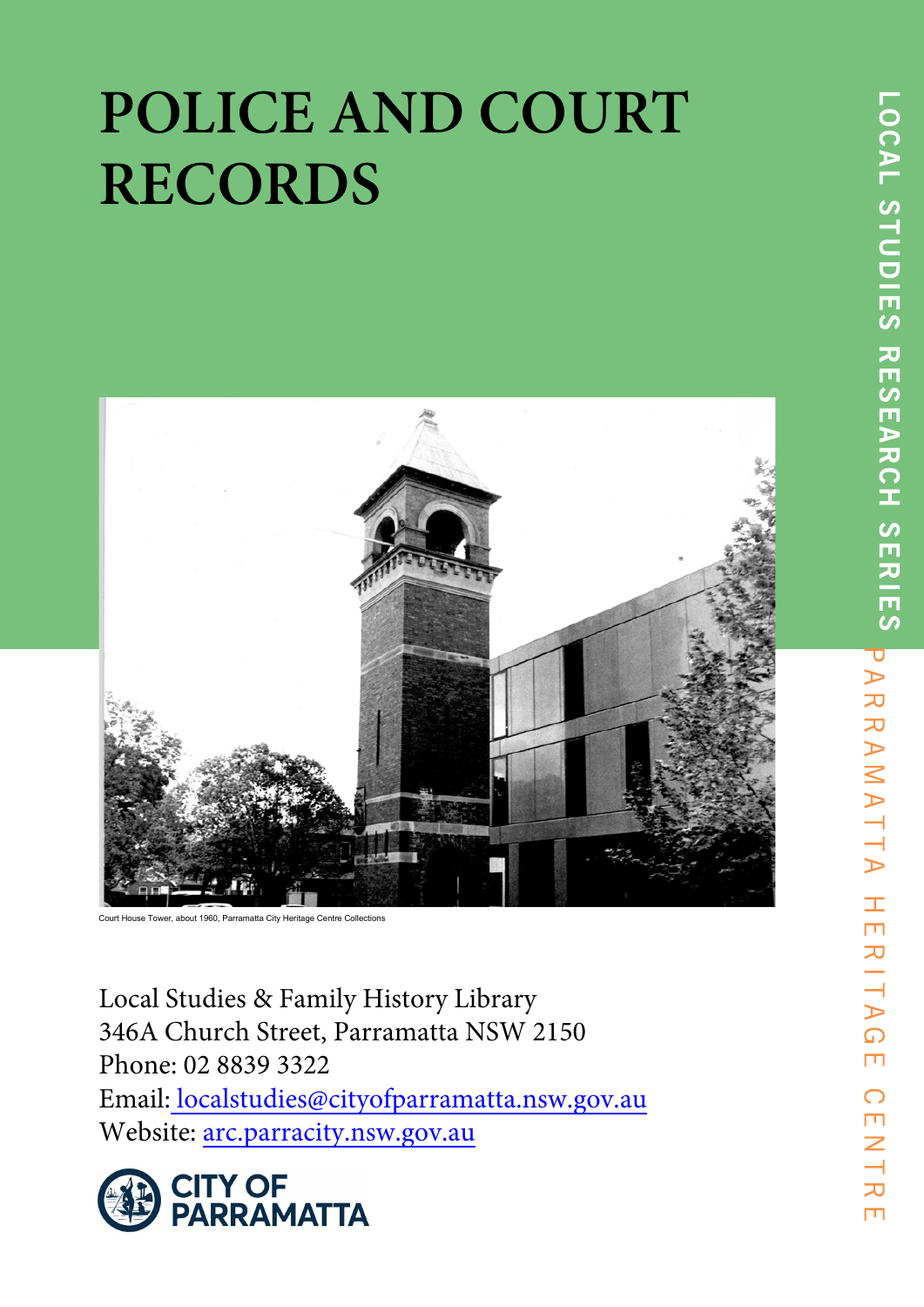# POLICE AND COURT RECORDS

LOCAL STUDIES RESEARCH SERIES

PARRAMATTA HERITAGE CENTRE

Court House Tower, about 1960, Parramatta City Heritage Centre Collections

Local Studies & Family History Library
346A Church Street, Parramatta NSW 2150
Phone: 02 8839 3322
Email: localstudies@cityofparramatta.nsw.gov.au
Website: arc.parracity.nsw.gov.au

CITY OF PARRAMATTA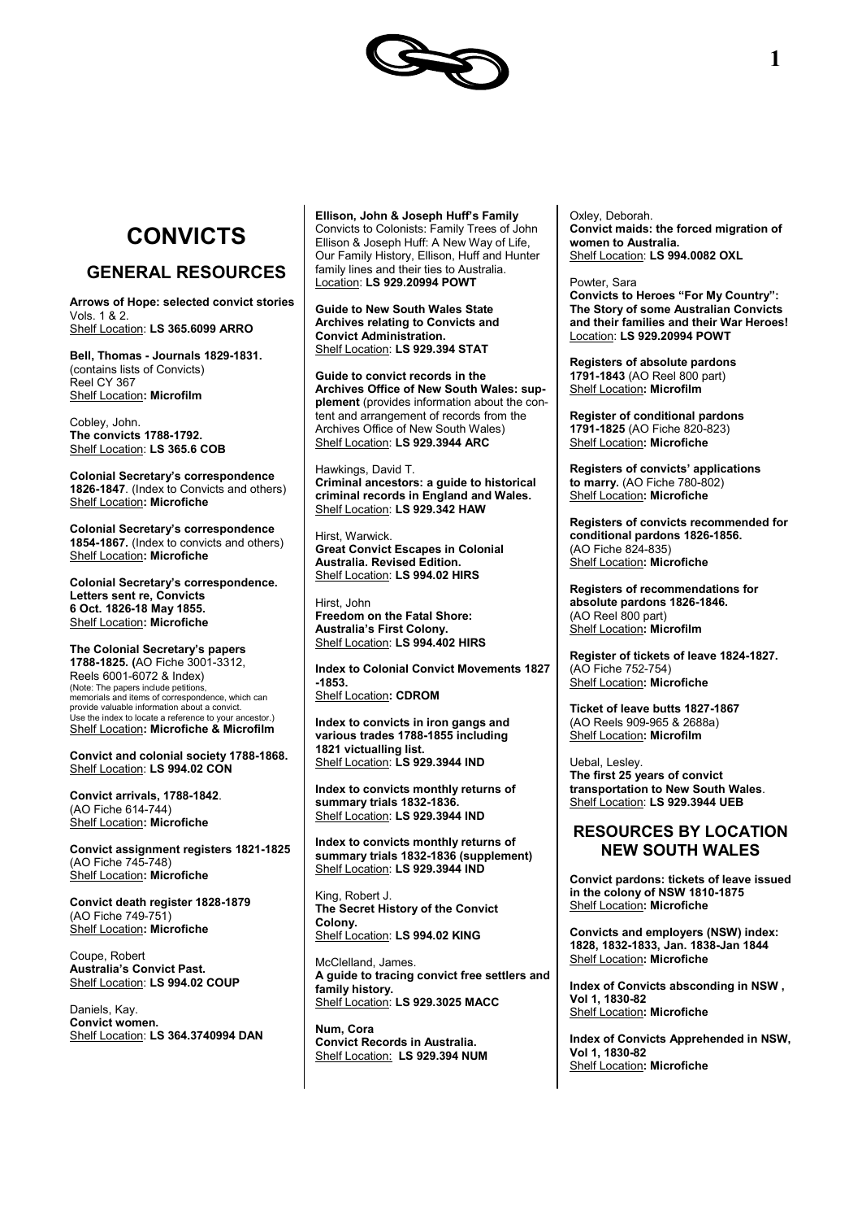# CONVICTS

## GENERAL RESOURCES

**Arrows of Hope: selected convict stories** Vols. 1 & 2.
Shelf Location: **LS 365.6099 ARRO**

**Bell, Thomas - Journals 1829-1831.** (contains lists of Convicts)
Reel CY 367
Shelf Location**: Microfilm**

Cobley, John.
**The convicts 1788-1792.**
Shelf Location: **LS 365.6 COB**

**Colonial Secretary's correspondence 1826-1847**. (Index to Convicts and others)
Shelf Location**: Microfiche**

**Colonial Secretary's correspondence 1854-1867.** (Index to convicts and others)
Shelf Location**: Microfiche**

**Colonial Secretary's correspondence. Letters sent re, Convicts 6 Oct. 1826-18 May 1855.**
Shelf Location**: Microfiche**

**The Colonial Secretary's papers 1788-1825. (**AO Fiche 3001-3312, Reels 6001-6072 & Index)
(Note: The papers include petitions, memorials and items of correspondence, which can provide valuable information about a convict. Use the index to locate a reference to your ancestor.)
Shelf Location**: Microfiche & Microfilm**

**Convict and colonial society 1788-1868.**
Shelf Location: **LS 994.02 CON**

**Convict arrivals, 1788-1842**.
(AO Fiche 614-744)
Shelf Location**: Microfiche**

**Convict assignment registers 1821-1825**
(AO Fiche 745-748)
Shelf Location**: Microfiche**

**Convict death register 1828-1879**
(AO Fiche 749-751)
Shelf Location**: Microfiche**

Coupe, Robert
**Australia's Convict Past.**
Shelf Location: **LS 994.02 COUP**

Daniels, Kay.
**Convict women.**
Shelf Location: **LS 364.3740994 DAN**

**Ellison, John & Joseph Huff's Family**
Convicts to Colonists: Family Trees of John Ellison & Joseph Huff: A New Way of Life, Our Family History, Ellison, Huff and Hunter family lines and their ties to Australia.
Location: **LS 929.20994 POWT**

**Guide to New South Wales State Archives relating to Convicts and Convict Administration.**
Shelf Location: **LS 929.394 STAT**

**Guide to convict records in the Archives Office of New South Wales: supplement** (provides information about the content and arrangement of records from the Archives Office of New South Wales)
Shelf Location: **LS 929.3944 ARC**

Hawkings, David T.
**Criminal ancestors: a guide to historical criminal records in England and Wales.**
Shelf Location: **LS 929.342 HAW**

Hirst, Warwick.
**Great Convict Escapes in Colonial Australia. Revised Edition.**
Shelf Location: **LS 994.02 HIRS**

Hirst, John
**Freedom on the Fatal Shore: Australia's First Colony.**
Shelf Location: **LS 994.402 HIRS**

**Index to Colonial Convict Movements 1827 -1853.**
Shelf Location**: CDROM**

**Index to convicts in iron gangs and various trades 1788-1855 including 1821 victualling list.**
Shelf Location: **LS 929.3944 IND**

**Index to convicts monthly returns of summary trials 1832-1836.**
Shelf Location: **LS 929.3944 IND**

**Index to convicts monthly returns of summary trials 1832-1836 (supplement)**
Shelf Location: **LS 929.3944 IND**

King, Robert J.
**The Secret History of the Convict Colony.**
Shelf Location: **LS 994.02 KING**

McClelland, James.
**A guide to tracing convict free settlers and family history.**
Shelf Location: **LS 929.3025 MACC**

**Num, Cora**
**Convict Records in Australia.**
Shelf Location: **LS 929.394 NUM**

Oxley, Deborah.
**Convict maids: the forced migration of women to Australia.**
Shelf Location: **LS 994.0082 OXL**

Powter, Sara
**Convicts to Heroes "For My Country": The Story of some Australian Convicts and their families and their War Heroes!**
Location: **LS 929.20994 POWT**

**Registers of absolute pardons 1791-1843** (AO Reel 800 part)
Shelf Location**: Microfilm**

**Register of conditional pardons 1791-1825** (AO Fiche 820-823)
Shelf Location**: Microfiche**

**Registers of convicts' applications to marry.** (AO Fiche 780-802)
Shelf Location**: Microfiche**

**Registers of convicts recommended for conditional pardons 1826-1856.**
(AO Fiche 824-835)
Shelf Location**: Microfiche**

**Registers of recommendations for absolute pardons 1826-1846.**
(AO Reel 800 part)
Shelf Location**: Microfilm**

**Register of tickets of leave 1824-1827.**
(AO Fiche 752-754)
Shelf Location**: Microfiche**

**Ticket of leave butts 1827-1867**
(AO Reels 909-965 & 2688a)
Shelf Location**: Microfilm**

Uebal, Lesley.
**The first 25 years of convict transportation to New South Wales**.
Shelf Location: **LS 929.3944 UEB**

## RESOURCES BY LOCATION NEW SOUTH WALES

**Convict pardons: tickets of leave issued in the colony of NSW 1810-1875**
Shelf Location**: Microfiche**

**Convicts and employers (NSW) index: 1828, 1832-1833, Jan. 1838-Jan 1844**
Shelf Location**: Microfiche**

**Index of Convicts absconding in NSW , Vol 1, 1830-82**
Shelf Location**: Microfiche**

**Index of Convicts Apprehended in NSW, Vol 1, 1830-82**
Shelf Location**: Microfiche**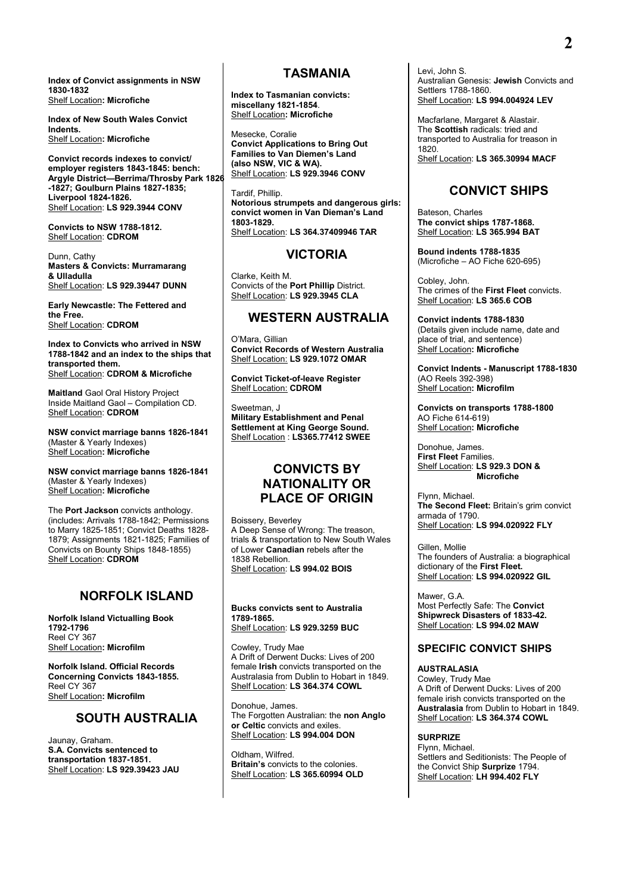**Index of Convict assignments in NSW 1830-1832**
Shelf Location**: Microfiche**

**Index of New South Wales Convict Indents.**
Shelf Location**: Microfiche**

**Convict records indexes to convict/ employer registers 1843-1845: bench: Argyle District—Berrima/Throsby Park 1826 -1827; Goulburn Plains 1827-1835; Liverpool 1824-1826.**
Shelf Location: **LS 929.3944 CONV**

**Convicts to NSW 1788-1812.**
Shelf Location: **CDROM**

Dunn, Cathy
**Masters & Convicts: Murramarang & Ulladulla**
Shelf Location: **LS 929.39447 DUNN**

**Early Newcastle: The Fettered and the Free.**
Shelf Location: **CDROM**

**Index to Convicts who arrived in NSW 1788-1842 and an index to the ships that transported them.**
Shelf Location: **CDROM & Microfiche**

**Maitland** Gaol Oral History Project
Inside Maitland Gaol – Compilation CD.
Shelf Location: **CDROM**

**NSW convict marriage banns 1826-1841**
(Master & Yearly Indexes)
Shelf Location**: Microfiche**

**NSW convict marriage banns 1826-1841**
(Master & Yearly Indexes)
Shelf Location**: Microfiche**

The **Port Jackson** convicts anthology. (includes: Arrivals 1788-1842; Permissions to Marry 1825-1851; Convict Deaths 1828-1879; Assignments 1821-1825; Families of Convicts on Bounty Ships 1848-1855)
Shelf Location: **CDROM**

## NORFOLK ISLAND

**Norfolk Island Victualling Book 1792-1796**
Reel CY 367
Shelf Location**: Microfilm**

**Norfolk Island. Official Records Concerning Convicts 1843-1855.**
Reel CY 367
Shelf Location**: Microfilm**

## SOUTH AUSTRALIA

Jaunay, Graham.
**S.A. Convicts sentenced to transportation 1837-1851.**
Shelf Location: **LS 929.39423 JAU**

## TASMANIA

**Index to Tasmanian convicts: miscellany 1821-1854**.
Shelf Location**: Microfiche**

Mesecke, Coralie
**Convict Applications to Bring Out Families to Van Diemen's Land (also NSW, VIC & WA).**
Shelf Location: **LS 929.3946 CONV**

Tardif, Phillip.
**Notorious strumpets and dangerous girls: convict women in Van Dieman's Land 1803-1829.**
Shelf Location: **LS 364.37409946 TAR**

## VICTORIA

Clarke, Keith M.
Convicts of the **Port Phillip** District.
Shelf Location: **LS 929.3945 CLA**

## WESTERN AUSTRALIA

O'Mara, Gillian
**Convict Records of Western Australia**
Shelf Location: **LS 929.1072 OMAR**

**Convict Ticket-of-leave Register**
Shelf Location: **CDROM**

Sweetman, J
**Military Establishment and Penal Settlement at King George Sound.**
Shelf Location : **LS365.77412 SWEE**

## CONVICTS BY NATIONALITY OR PLACE OF ORIGIN

Boissery, Beverley
A Deep Sense of Wrong: The treason, trials & transportation to New South Wales of Lower **Canadian** rebels after the 1838 Rebellion.
Shelf Location: **LS 994.02 BOIS**

**Bucks convicts sent to Australia 1789-1865.**
Shelf Location: **LS 929.3259 BUC**

Cowley, Trudy Mae
A Drift of Derwent Ducks: Lives of 200 female **Irish** convicts transported on the Australasia from Dublin to Hobart in 1849.
Shelf Location: **LS 364.374 COWL**

Donohue, James.
The Forgotten Australian: the **non Anglo or Celtic** convicts and exiles.
Shelf Location: **LS 994.004 DON**

Oldham, Wilfred.
**Britain's** convicts to the colonies.
Shelf Location: **LS 365.60994 OLD**

Levi, John S.
Australian Genesis: **Jewish** Convicts and Settlers 1788-1860.
Shelf Location: **LS 994.004924 LEV**

Macfarlane, Margaret & Alastair.
The **Scottish** radicals: tried and transported to Australia for treason in 1820.
Shelf Location: **LS 365.30994 MACF**

## CONVICT SHIPS

Bateson, Charles
**The convict ships 1787-1868.**
Shelf Location: **LS 365.994 BAT**

**Bound indents 1788-1835**
(Microfiche – AO Fiche 620-695)

Cobley, John.
The crimes of the **First Fleet** convicts.
Shelf Location: **LS 365.6 COB**

**Convict indents 1788-1830**
(Details given include name, date and place of trial, and sentence)
Shelf Location**: Microfiche**

**Convict Indents - Manuscript 1788-1830**
(AO Reels 392-398)
Shelf Location**: Microfilm**

**Convicts on transports 1788-1800**
AO Fiche 614-619)
Shelf Location**: Microfiche**

Donohue, James.
**First Fleet** Families.
Shelf Location: **LS 929.3 DON & Microfiche**

Flynn, Michael.
**The Second Fleet:** Britain's grim convict armada of 1790.
Shelf Location: **LS 994.020922 FLY**

Gillen, Mollie
The founders of Australia: a biographical dictionary of the **First Fleet.**
Shelf Location: **LS 994.020922 GIL**

Mawer, G.A.
Most Perfectly Safe: The **Convict Shipwreck Disasters of 1833-42.**
Shelf Location: **LS 994.02 MAW**

### SPECIFIC CONVICT SHIPS

**AUSTRALASIA**
Cowley, Trudy Mae
A Drift of Derwent Ducks: Lives of 200 female irish convicts transported on the **Australasia** from Dublin to Hobart in 1849.
Shelf Location: **LS 364.374 COWL**

**SURPRIZE**
Flynn, Michael.
Settlers and Seditionists: The People of the Convict Ship **Surprize** 1794.
Shelf Location: **LH 994.402 FLY**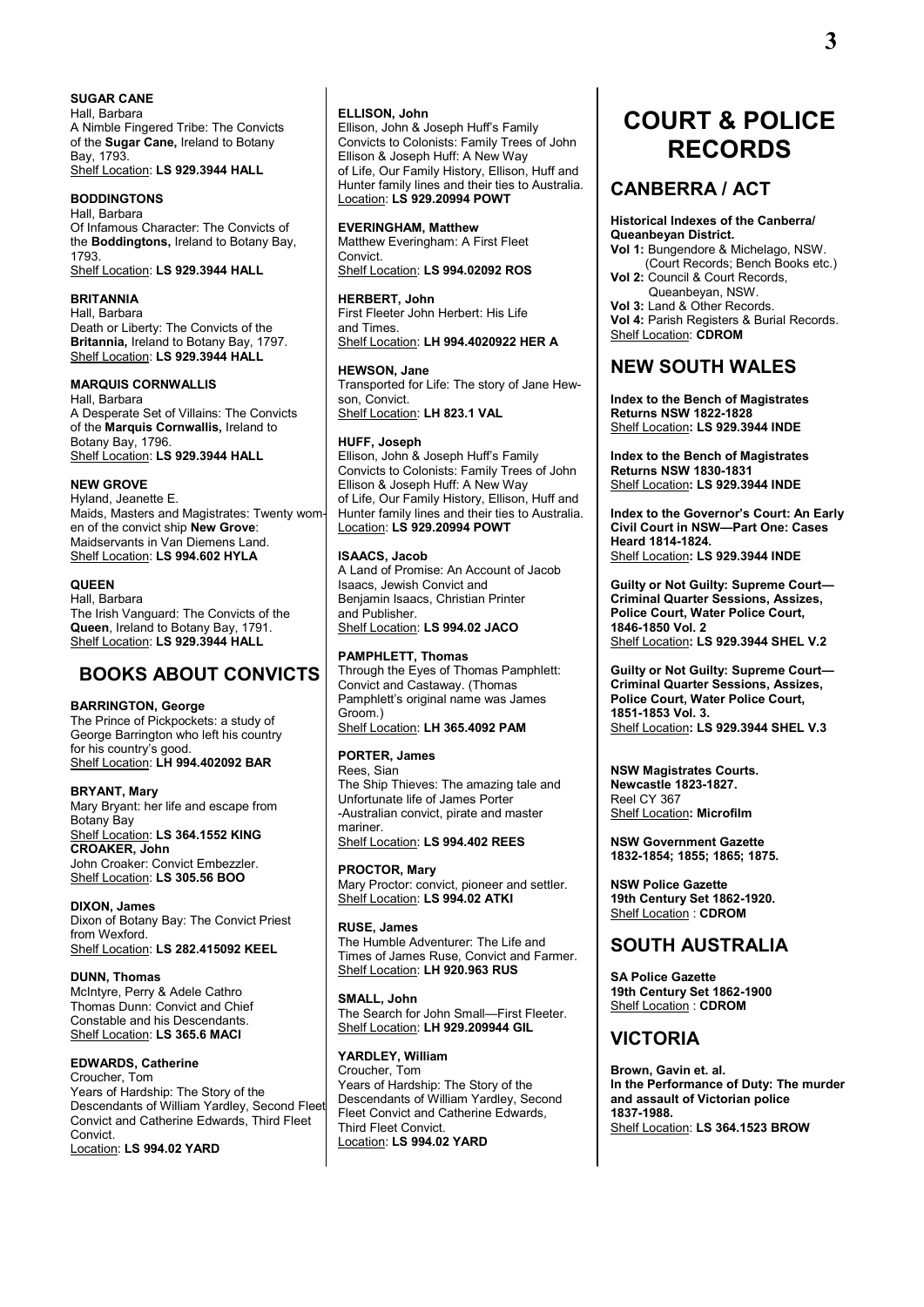**SUGAR CANE**
Hall, Barbara
A Nimble Fingered Tribe: The Convicts of the **Sugar Cane,** Ireland to Botany Bay, 1793.
Shelf Location: **LS 929.3944 HALL**

**BODDINGTONS**
Hall, Barbara
Of Infamous Character: The Convicts of the **Boddingtons,** Ireland to Botany Bay, 1793.
Shelf Location: **LS 929.3944 HALL**

**BRITANNIA**
Hall, Barbara
Death or Liberty: The Convicts of the **Britannia,** Ireland to Botany Bay, 1797.
Shelf Location: **LS 929.3944 HALL**

**MARQUIS CORNWALLIS**
Hall, Barbara
A Desperate Set of Villains: The Convicts of the **Marquis Cornwallis,** Ireland to Botany Bay, 1796.
Shelf Location: **LS 929.3944 HALL**

**NEW GROVE**
Hyland, Jeanette E.
Maids, Masters and Magistrates: Twenty women of the convict ship **New Grove**: Maidservants in Van Diemens Land.
Shelf Location: **LS 994.602 HYLA**

**QUEEN**
Hall, Barbara
The Irish Vanguard: The Convicts of the **Queen**, Ireland to Botany Bay, 1791.
Shelf Location: **LS 929.3944 HALL**

## BOOKS ABOUT CONVICTS

**BARRINGTON, George**
The Prince of Pickpockets: a study of George Barrington who left his country for his country's good.
Shelf Location: **LH 994.402092 BAR**

**BRYANT, Mary**
Mary Bryant: her life and escape from Botany Bay
Shelf Location: **LS 364.1552 KING**

**CROAKER, John**
John Croaker: Convict Embezzler.
Shelf Location: **LS 305.56 BOO**

**DIXON, James**
Dixon of Botany Bay: The Convict Priest from Wexford.
Shelf Location: **LS 282.415092 KEEL**

**DUNN, Thomas**
McIntyre, Perry & Adele Cathro
Thomas Dunn: Convict and Chief Constable and his Descendants.
Shelf Location: **LS 365.6 MACI**

**EDWARDS, Catherine**
Croucher, Tom
Years of Hardship: The Story of the Descendants of William Yardley, Second Fleet Convict and Catherine Edwards, Third Fleet Convict.
Location: **LS 994.02 YARD**

**ELLISON, John**
Ellison, John & Joseph Huff's Family Convicts to Colonists: Family Trees of John Ellison & Joseph Huff: A New Way of Life, Our Family History, Ellison, Huff and Hunter family lines and their ties to Australia.
Location: **LS 929.20994 POWT**

**EVERINGHAM, Matthew**
Matthew Everingham: A First Fleet Convict.
Shelf Location: **LS 994.02092 ROS**

**HERBERT, John**
First Fleeter John Herbert: His Life and Times.
Shelf Location: **LH 994.4020922 HER A**

**HEWSON, Jane**
Transported for Life: The story of Jane Hewson, Convict.
Shelf Location: **LH 823.1 VAL**

**HUFF, Joseph**
Ellison, John & Joseph Huff's Family Convicts to Colonists: Family Trees of John Ellison & Joseph Huff: A New Way of Life, Our Family History, Ellison, Huff and Hunter family lines and their ties to Australia.
Location: **LS 929.20994 POWT**

**ISAACS, Jacob**
A Land of Promise: An Account of Jacob Isaacs, Jewish Convict and Benjamin Isaacs, Christian Printer and Publisher.
Shelf Location: **LS 994.02 JACO**

**PAMPHLETT, Thomas**
Through the Eyes of Thomas Pamphlett: Convict and Castaway. (Thomas Pamphlett's original name was James Groom.)
Shelf Location: **LH 365.4092 PAM**

**PORTER, James**
Rees, Sian
The Ship Thieves: The amazing tale and Unfortunate life of James Porter -Australian convict, pirate and master mariner.
Shelf Location: **LS 994.402 REES**

**PROCTOR, Mary**
Mary Proctor: convict, pioneer and settler.
Shelf Location: **LS 994.02 ATKI**

**RUSE, James**
The Humble Adventurer: The Life and Times of James Ruse, Convict and Farmer.
Shelf Location: **LH 920.963 RUS**

**SMALL, John**
The Search for John Small—First Fleeter.
Shelf Location: **LH 929.209944 GIL**

**YARDLEY, William**
Croucher, Tom
Years of Hardship: The Story of the Descendants of William Yardley, Second Fleet Convict and Catherine Edwards, Third Fleet Convict.
Location: **LS 994.02 YARD**

# COURT & POLICE RECORDS

## CANBERRA / ACT

**Historical Indexes of the Canberra/ Queanbeyan District.**
**Vol 1:** Bungendore & Michelago, NSW. (Court Records; Bench Books etc.)
**Vol 2:** Council & Court Records, Queanbeyan, NSW.
**Vol 3:** Land & Other Records.
**Vol 4:** Parish Registers & Burial Records.
Shelf Location: **CDROM**

## NEW SOUTH WALES

**Index to the Bench of Magistrates Returns NSW 1822-1828**
Shelf Location**: LS 929.3944 INDE**

**Index to the Bench of Magistrates Returns NSW 1830-1831**
Shelf Location**: LS 929.3944 INDE**

**Index to the Governor's Court: An Early Civil Court in NSW—Part One: Cases Heard 1814-1824.**
Shelf Location**: LS 929.3944 INDE**

**Guilty or Not Guilty: Supreme Court—Criminal Quarter Sessions, Assizes, Police Court, Water Police Court, 1846-1850 Vol. 2**
Shelf Location**: LS 929.3944 SHEL V.2**

**Guilty or Not Guilty: Supreme Court—Criminal Quarter Sessions, Assizes, Police Court, Water Police Court, 1851-1853 Vol. 3.**
Shelf Location**: LS 929.3944 SHEL V.3**

**NSW Magistrates Courts. Newcastle 1823-1827.**
Reel CY 367
Shelf Location**: Microfilm**

**NSW Government Gazette 1832-1854; 1855; 1865; 1875.**

**NSW Police Gazette 19th Century Set 1862-1920.**
Shelf Location : **CDROM**

## SOUTH AUSTRALIA

**SA Police Gazette 19th Century Set 1862-1900**
Shelf Location : **CDROM**

## VICTORIA

**Brown, Gavin et. al.**
**In the Performance of Duty: The murder and assault of Victorian police 1837-1988.**
Shelf Location: **LS 364.1523 BROW**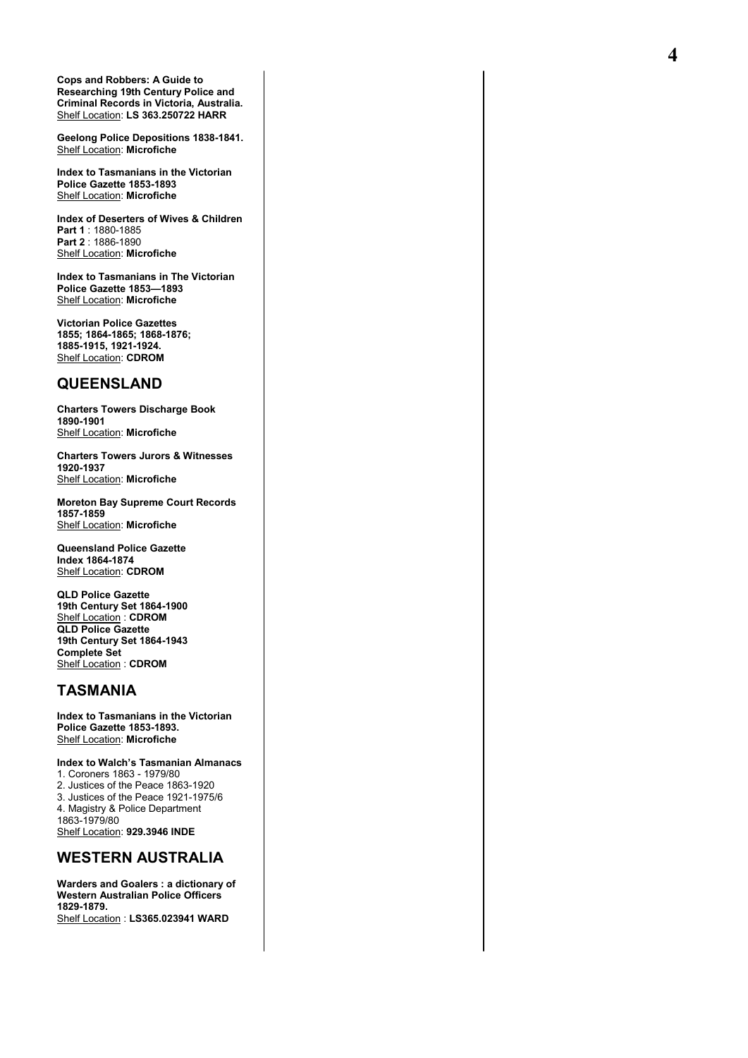**Cops and Robbers: A Guide to Researching 19th Century Police and Criminal Records in Victoria, Australia.**
Shelf Location: **LS 363.250722 HARR**

**Geelong Police Depositions 1838-1841.**
Shelf Location: **Microfiche**

**Index to Tasmanians in the Victorian Police Gazette 1853-1893**
Shelf Location: **Microfiche**

**Index of Deserters of Wives & Children**
**Part 1** : 1880-1885
**Part 2** : 1886-1890
Shelf Location: **Microfiche**

**Index to Tasmanians in The Victorian Police Gazette 1853—1893**
Shelf Location: **Microfiche**

**Victorian Police Gazettes 1855; 1864-1865; 1868-1876; 1885-1915, 1921-1924.**
Shelf Location: **CDROM**

## QUEENSLAND

**Charters Towers Discharge Book 1890-1901**
Shelf Location: **Microfiche**

**Charters Towers Jurors & Witnesses 1920-1937**
Shelf Location: **Microfiche**

**Moreton Bay Supreme Court Records 1857-1859**
Shelf Location: **Microfiche**

**Queensland Police Gazette Index 1864-1874**
Shelf Location: **CDROM**

**QLD Police Gazette 19th Century Set 1864-1900**
Shelf Location : **CDROM**
**QLD Police Gazette 19th Century Set 1864-1943 Complete Set**
Shelf Location : **CDROM**

## TASMANIA

**Index to Tasmanians in the Victorian Police Gazette 1853-1893.**
Shelf Location: **Microfiche**

**Index to Walch's Tasmanian Almanacs**
1. Coroners 1863 - 1979/80
2. Justices of the Peace 1863-1920
3. Justices of the Peace 1921-1975/6
4. Magistry & Police Department 1863-1979/80

Shelf Location: **929.3946 INDE**

## WESTERN AUSTRALIA

**Warders and Goalers : a dictionary of Western Australian Police Officers 1829-1879.**
Shelf Location : **LS365.023941 WARD**